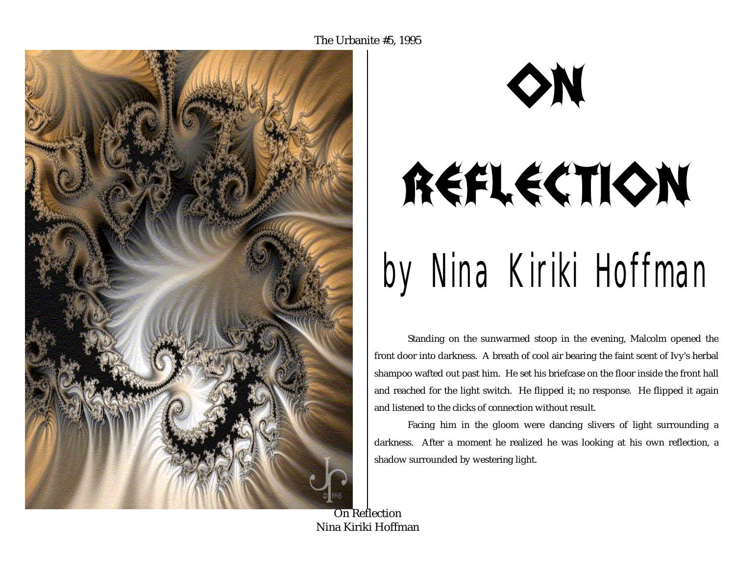# ON REFLECTION

## by Nina Kiriki Hoffman

Standing on the sunwarmed stoop in the evening, Malcolm opened the front door into darkness. A breath of cool air bearing the faint scent of Ivy's herbal shampoo wafted out past him. He set his briefcase on the floor inside the front hall and reached for the light switch. He flipped it; no response. He flipped it again and listened to the clicks of connection without result.

Facing him in the gloom were dancing slivers of light surrounding a darkness. After a moment he realized he was looking at his own reflection, a shadow surrounded by westering light.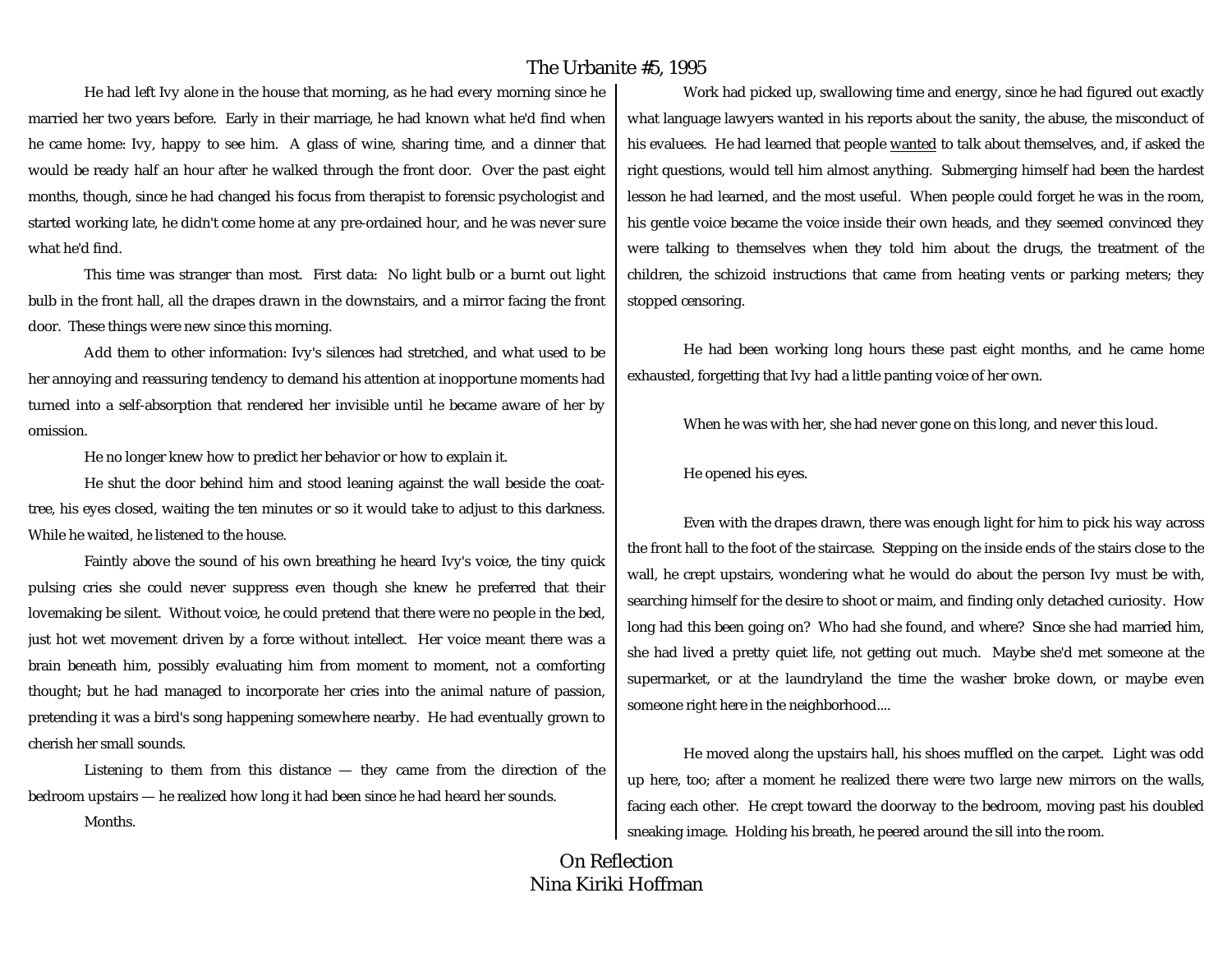He had left Ivy alone in the house that morning, as he had every morning since he married her two years before. Early in their marriage, he had known what he'd find when he came home: Ivy, happy to see him. A glass of wine, sharing time, and a dinner that would be ready half an hour after he walked through the front door. Over the past eight months, though, since he had changed his focus from therapist to forensic psychologist and started working late, he didn't come home at any pre-ordained hour, and he was never sure what he'd find.

This time was stranger than most. First data: No light bulb or a burnt out light bulb in the front hall, all the drapes drawn in the downstairs, and a mirror facing the front door. These things were new since this morning.

Add them to other information: Ivy's silences had stretched, and what used to be her annoying and reassuring tendency to demand his attention at inopportune moments had turned into a self-absorption that rendered her invisible until he became aware of her by omission.

He no longer knew how to predict her behavior or how to explain it.

He shut the door behind him and stood leaning against the wall beside the coat-tree, his eyes closed, waiting the ten minutes or so it would take to adjust to this darkness. While he waited, he listened to the house.

Faintly above the sound of his own breathing he heard Ivy's voice, the tiny quick pulsing cries she could never suppress even though she knew he preferred that their lovemaking be silent. Without voice, he could pretend that there were no people in the bed, just hot wet movement driven by a force without intellect. Her voice meant there was a brain beneath him, possibly evaluating him from moment to moment, not a comforting thought; but he had managed to incorporate her cries into the animal nature of passion, pretending it was a bird's song happening somewhere nearby. He had eventually grown to cherish her small sounds.

Listening to them from this distance — they came from the direction of the bedroom upstairs — he realized how long it had been since he had heard her sounds.

Months.

Work had picked up, swallowing time and energy, since he had figured out exactly what language lawyers wanted in his reports about the sanity, the abuse, the misconduct of his evaluees. He had learned that people *wanted* to talk about themselves, and, if asked the right questions, would tell him almost anything. Submerging himself had been the hardest lesson he had learned, and the most useful. When people could forget he was in the room, his gentle voice became the voice inside their own heads, and they seemed convinced they were talking to themselves when they told him about the drugs, the treatment of the children, the schizoid instructions that came from heating vents or parking meters; they stopped censoring.

He had been working long hours these past eight months, and he came home exhausted, forgetting that Ivy had a little panting voice of her own.

When he was with her, she had never gone on this long, and never this loud.

He opened his eyes.

Even with the drapes drawn, there was enough light for him to pick his way across the front hall to the foot of the staircase. Stepping on the inside ends of the stairs close to the wall, he crept upstairs, wondering what he would do about the person Ivy must be with, searching himself for the desire to shoot or maim, and finding only detached curiosity. How long had this been going on? Who had she found, and where? Since she had married him, she had lived a pretty quiet life, not getting out much. Maybe she'd met someone at the supermarket, or at the laundryland the time the washer broke down, or maybe even someone right here in the neighborhood....

He moved along the upstairs hall, his shoes muffled on the carpet. Light was odd up here, too; after a moment he realized there were two large new mirrors on the walls, facing each other. He crept toward the doorway to the bedroom, moving past his doubled sneaking image. Holding his breath, he peered around the sill into the room.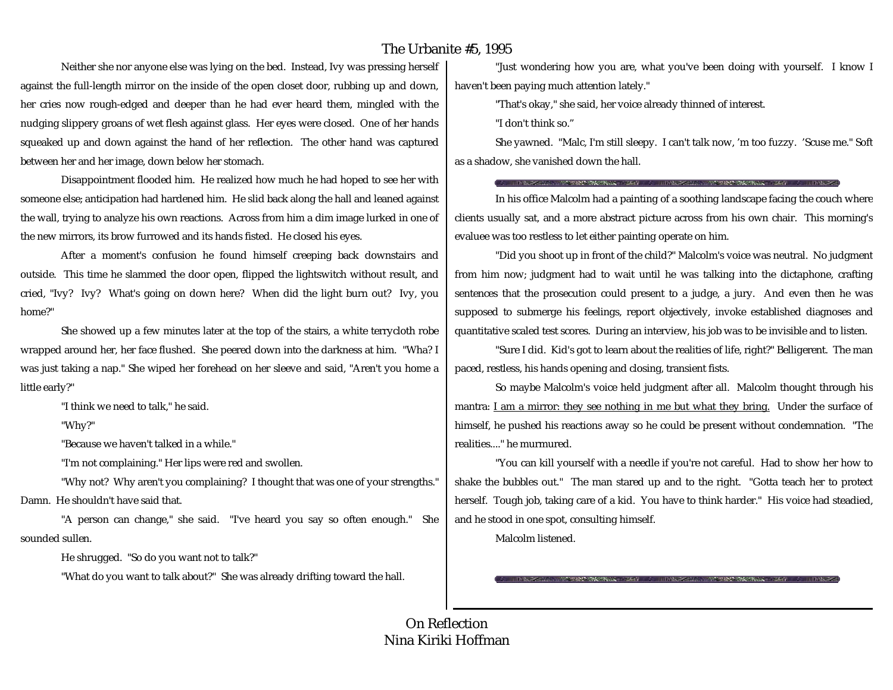Neither she nor anyone else was lying on the bed. Instead, Ivy was pressing herself against the full-length mirror on the inside of the open closet door, rubbing up and down, her cries now rough-edged and deeper than he had ever heard them, mingled with the nudging slippery groans of wet flesh against glass. Her eyes were closed. One of her hands squeaked up and down against the hand of her reflection. The other hand was captured between her and her image, down below her stomach.

Disappointment flooded him. He realized how much he had hoped to see her with someone else; anticipation had hardened him. He slid back along the hall and leaned against the wall, trying to analyze his own reactions. Across from him a dim image lurked in one of the new mirrors, its brow furrowed and its hands fisted. He closed his eyes.

After a moment's confusion he found himself creeping back downstairs and outside. This time he slammed the door open, flipped the lightswitch without result, and cried, "Ivy? Ivy? What's going on down here? When did the light burn out? Ivy, you home?"

She showed up a few minutes later at the top of the stairs, a white terrycloth robe wrapped around her, her face flushed. She peered down into the darkness at him. "Wha? I was just taking a nap." She wiped her forehead on her sleeve and said, "Aren't you home a little early?"

"I think we need to talk," he said.

"Why?"

"Because we haven't talked in a while."

"I'm not complaining." Her lips were red and swollen.

"Why not? Why aren't you complaining? I thought that was one of your strengths." Damn. He shouldn't have said that.

"A person can change," she said. "I've heard you say so often enough." She sounded sullen.

He shrugged. "So do you want not to talk?"

"What do you want to talk about?" She was already drifting toward the hall.

"Just wondering how you are, what you've been doing with yourself. I know I haven't been paying much attention lately."

"That's okay," she said, her voice already thinned of interest.

"I don't think so."

She yawned. "Malc, I'm still sleepy. I can't talk now, 'm too fuzzy. 'Scuse me." Soft as a shadow, she vanished down the hall.

---

In his office Malcolm had a painting of a soothing landscape facing the couch where clients usually sat, and a more abstract picture across from his own chair. This morning's evaluee was too restless to let either painting operate on him.

"Did you shoot up in front of the child?" Malcolm's voice was neutral. No judgment from him now; judgment had to wait until he was talking into the dictaphone, crafting sentences that the prosecution could present to a judge, a jury. And even then he was supposed to submerge his feelings, report objectively, invoke established diagnoses and quantitative scaled test scores. During an interview, his job was to be invisible and to listen.

"Sure I did. Kid's got to learn about the realities of life, right?" Belligerent. The man paced, restless, his hands opening and closing, transient fists.

So maybe Malcolm's voice held judgment after all. Malcolm thought through his mantra: <u>I am a mirror: they see nothing in me but what they bring.</u> Under the surface of himself, he pushed his reactions away so he could be present without condemnation. "The realities...." he murmured.

"You can kill yourself with a needle if you're not careful. Had to show her how to shake the bubbles out." The man stared up and to the right. "Gotta teach her to protect herself. Tough job, taking care of a kid. You have to think harder." His voice had steadied, and he stood in one spot, consulting himself.

Malcolm listened.

---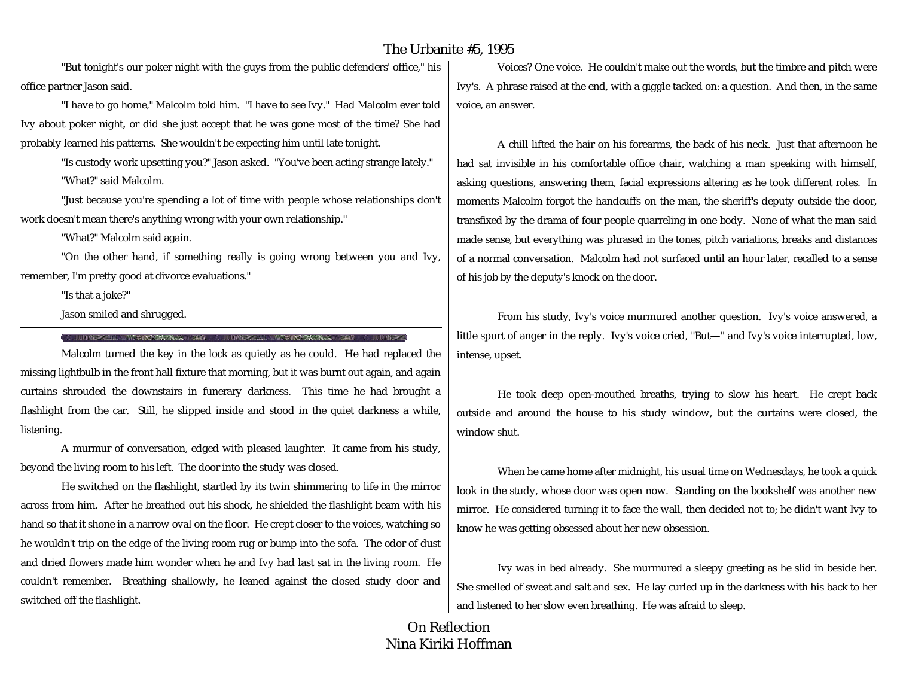"But tonight's our poker night with the guys from the public defenders' office," his office partner Jason said.

"I have to go home," Malcolm told him. "I have to see Ivy." Had Malcolm ever told Ivy about poker night, or did she just accept that he was gone most of the time? She had probably learned his patterns. She wouldn't be expecting him until late tonight.

"Is custody work upsetting you?" Jason asked. "You've been acting strange lately."

"What?" said Malcolm.

"Just because you're spending a lot of time with people whose relationships don't work doesn't mean there's anything wrong with your own relationship."

"What?" Malcolm said again.

"On the other hand, if something really is going wrong between you and Ivy, remember, I'm pretty good at divorce evaluations."

"Is that a joke?"

Jason smiled and shrugged.

---

Malcolm turned the key in the lock as quietly as he could. He had replaced the missing lightbulb in the front hall fixture that morning, but it was burnt out again, and again curtains shrouded the downstairs in funerary darkness. This time he had brought a flashlight from the car. Still, he slipped inside and stood in the quiet darkness a while, listening.

A murmur of conversation, edged with pleased laughter. It came from his study, beyond the living room to his left. The door into the study was closed.

He switched on the flashlight, startled by its twin shimmering to life in the mirror across from him. After he breathed out his shock, he shielded the flashlight beam with his hand so that it shone in a narrow oval on the floor. He crept closer to the voices, watching so he wouldn't trip on the edge of the living room rug or bump into the sofa. The odor of dust and dried flowers made him wonder when he and Ivy had last sat in the living room. He couldn't remember. Breathing shallowly, he leaned against the closed study door and switched off the flashlight.

Voices? One voice. He couldn't make out the words, but the timbre and pitch were Ivy's. A phrase raised at the end, with a giggle tacked on: a question. And then, in the same voice, an answer.

A chill lifted the hair on his forearms, the back of his neck. Just that afternoon he had sat invisible in his comfortable office chair, watching a man speaking with himself, asking questions, answering them, facial expressions altering as he took different roles. In moments Malcolm forgot the handcuffs on the man, the sheriff's deputy outside the door, transfixed by the drama of four people quarreling in one body. None of what the man said made sense, but everything was phrased in the tones, pitch variations, breaks and distances of a normal conversation. Malcolm had not surfaced until an hour later, recalled to a sense of his job by the deputy's knock on the door.

From his study, Ivy's voice murmured another question. Ivy's voice answered, a little spurt of anger in the reply. Ivy's voice cried, "But—" and Ivy's voice interrupted, low, intense, upset.

He took deep open-mouthed breaths, trying to slow his heart. He crept back outside and around the house to his study window, but the curtains were closed, the window shut.

When he came home after midnight, his usual time on Wednesdays, he took a quick look in the study, whose door was open now. Standing on the bookshelf was another new mirror. He considered turning it to face the wall, then decided not to; he didn't want Ivy to know he was getting obsessed about her new obsession.

Ivy was in bed already. She murmured a sleepy greeting as he slid in beside her. She smelled of sweat and salt and sex. He lay curled up in the darkness with his back to her and listened to her slow even breathing. He was afraid to sleep.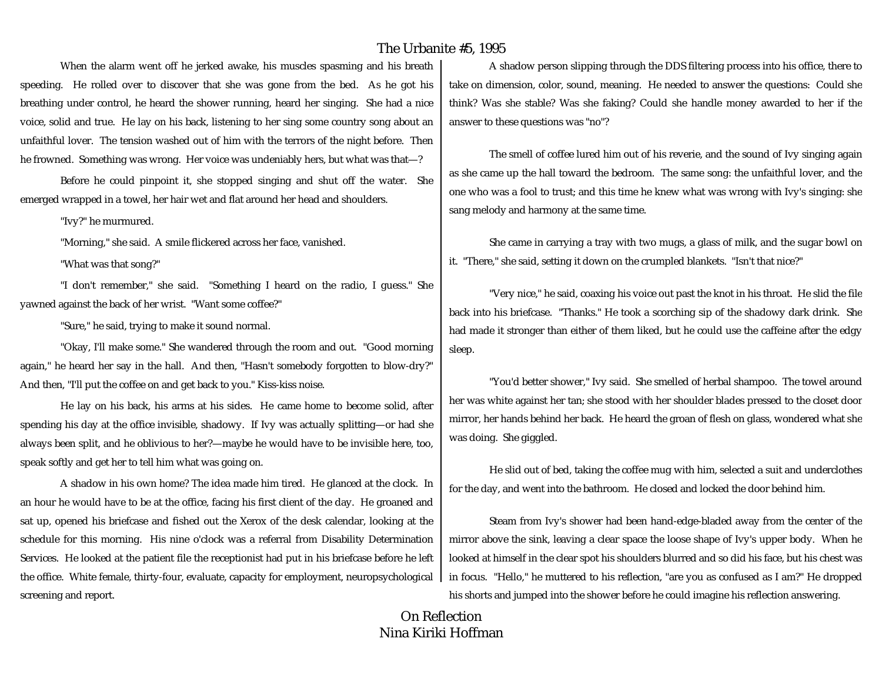When the alarm went off he jerked awake, his muscles spasming and his breath speeding. He rolled over to discover that she was gone from the bed. As he got his breathing under control, he heard the shower running, heard her singing. She had a nice voice, solid and true. He lay on his back, listening to her sing some country song about an unfaithful lover. The tension washed out of him with the terrors of the night before. Then he frowned. Something was wrong. Her voice was undeniably hers, but what was that—?

Before he could pinpoint it, she stopped singing and shut off the water. She emerged wrapped in a towel, her hair wet and flat around her head and shoulders.

"Ivy?" he murmured.

"Morning," she said. A smile flickered across her face, vanished.

"What was that song?"

"I don't remember," she said. "Something I heard on the radio, I guess." She yawned against the back of her wrist. "Want some coffee?"

"Sure," he said, trying to make it sound normal.

"Okay, I'll make some." She wandered through the room and out. "Good morning again," he heard her say in the hall. And then, "Hasn't somebody forgotten to blow-dry?" And then, "I'll put the coffee on and get back to you." Kiss-kiss noise.

He lay on his back, his arms at his sides. He came home to become solid, after spending his day at the office invisible, shadowy. If Ivy was actually splitting—or had she always been split, and he oblivious to her?—maybe he would have to be invisible here, too, speak softly and get her to tell him what was going on.

A shadow in his own home? The idea made him tired. He glanced at the clock. In an hour he would have to be at the office, facing his first client of the day. He groaned and sat up, opened his briefcase and fished out the Xerox of the desk calendar, looking at the schedule for this morning. His nine o'clock was a referral from Disability Determination Services. He looked at the patient file the receptionist had put in his briefcase before he left the office. White female, thirty-four, evaluate, capacity for employment, neuropsychological screening and report.

A shadow person slipping through the DDS filtering process into his office, there to take on dimension, color, sound, meaning. He needed to answer the questions: Could she think? Was she stable? Was she faking? Could she handle money awarded to her if the answer to these questions was "no"?

The smell of coffee lured him out of his reverie, and the sound of Ivy singing again as she came up the hall toward the bedroom. The same song: the unfaithful lover, and the one who was a fool to trust; and this time he knew what was wrong with Ivy's singing: she sang melody and harmony at the same time.

She came in carrying a tray with two mugs, a glass of milk, and the sugar bowl on it. "There," she said, setting it down on the crumpled blankets. "Isn't that nice?"

"Very nice," he said, coaxing his voice out past the knot in his throat. He slid the file back into his briefcase. "Thanks." He took a scorching sip of the shadowy dark drink. She had made it stronger than either of them liked, but he could use the caffeine after the edgy sleep.

"You'd better shower," Ivy said. She smelled of herbal shampoo. The towel around her was white against her tan; she stood with her shoulder blades pressed to the closet door mirror, her hands behind her back. He heard the groan of flesh on glass, wondered what she was doing. She giggled.

He slid out of bed, taking the coffee mug with him, selected a suit and underclothes for the day, and went into the bathroom. He closed and locked the door behind him.

Steam from Ivy's shower had been hand-edge-bladed away from the center of the mirror above the sink, leaving a clear space the loose shape of Ivy's upper body. When he looked at himself in the clear spot his shoulders blurred and so did his face, but his chest was in focus. "Hello," he muttered to his reflection, "are you as confused as I am?" He dropped his shorts and jumped into the shower before he could imagine his reflection answering.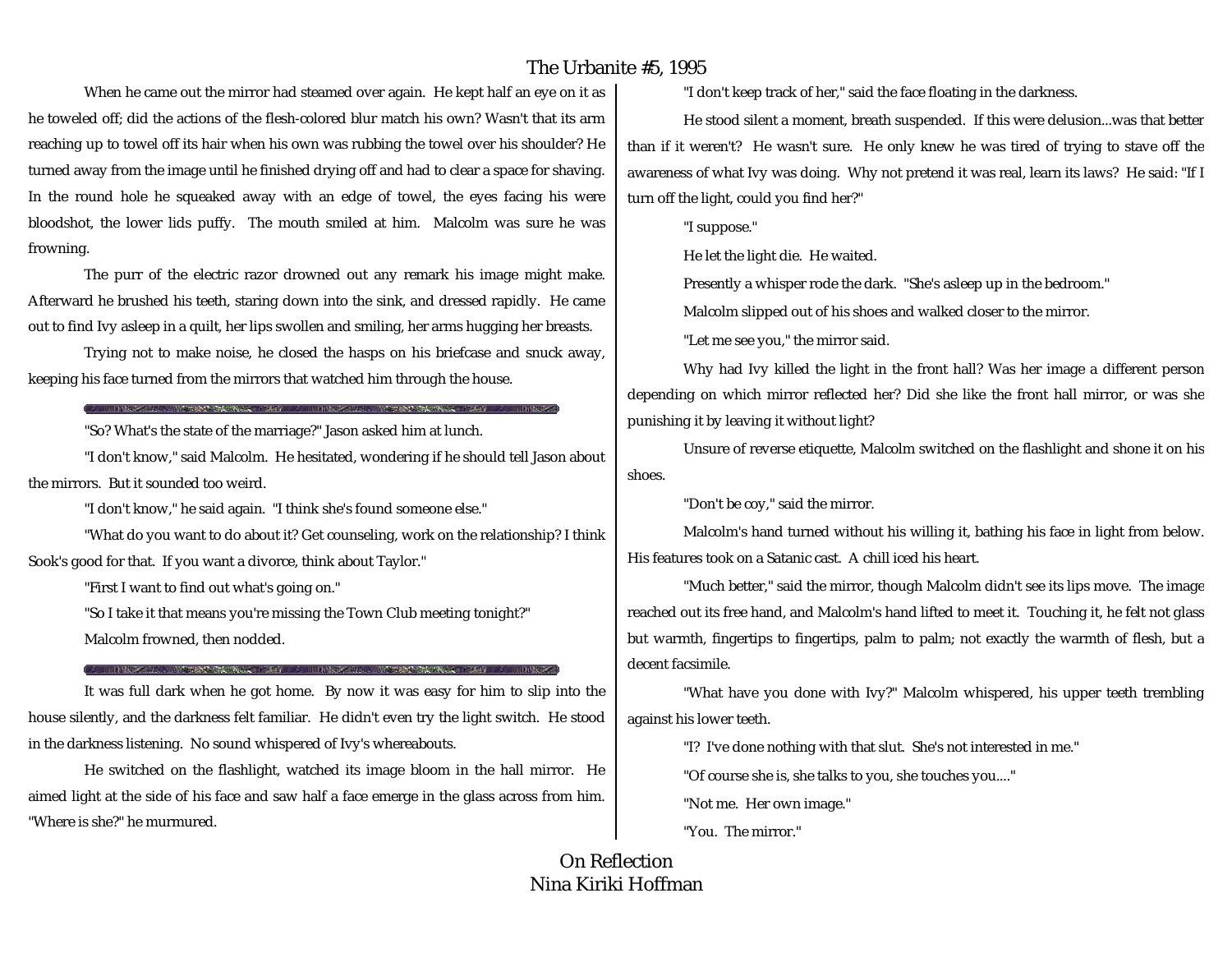When he came out the mirror had steamed over again. He kept half an eye on it as he toweled off; did the actions of the flesh-colored blur match his own? Wasn't that its arm reaching up to towel off its hair when his own was rubbing the towel over his shoulder? He turned away from the image until he finished drying off and had to clear a space for shaving. In the round hole he squeaked away with an edge of towel, the eyes facing his were bloodshot, the lower lids puffy. The mouth smiled at him. Malcolm was sure he was frowning.

The purr of the electric razor drowned out any remark his image might make. Afterward he brushed his teeth, staring down into the sink, and dressed rapidly. He came out to find Ivy asleep in a quilt, her lips swollen and smiling, her arms hugging her breasts.

Trying not to make noise, he closed the hasps on his briefcase and snuck away, keeping his face turned from the mirrors that watched him through the house.

---

"So? What's the state of the marriage?" Jason asked him at lunch.

"I don't know," said Malcolm. He hesitated, wondering if he should tell Jason about the mirrors. But it sounded too weird.

"I don't know," he said again. "I think she's found someone else."

"What do you want to do about it? Get counseling, work on the relationship? I think Sook's good for that. If you want a divorce, think about Taylor."

"First I want to find out what's going on."

"So I take it that means you're missing the Town Club meeting tonight?"

Malcolm frowned, then nodded.

---

It was full dark when he got home. By now it was easy for him to slip into the house silently, and the darkness felt familiar. He didn't even try the light switch. He stood in the darkness listening. No sound whispered of Ivy's whereabouts.

He switched on the flashlight, watched its image bloom in the hall mirror. He aimed light at the side of his face and saw half a face emerge in the glass across from him. "Where is she?" he murmured.

"I don't keep track of her," said the face floating in the darkness.

He stood silent a moment, breath suspended. If this were delusion...was that better than if it weren't? He wasn't sure. He only knew he was tired of trying to stave off the awareness of what Ivy was doing. Why not pretend it was real, learn its laws? He said: "If I turn off the light, could you find her?"

"I suppose."

He let the light die. He waited.

Presently a whisper rode the dark. "She's asleep up in the bedroom."

Malcolm slipped out of his shoes and walked closer to the mirror.

"Let me see you," the mirror said.

Why had Ivy killed the light in the front hall? Was her image a different person depending on which mirror reflected her? Did she like the front hall mirror, or was she punishing it by leaving it without light?

Unsure of reverse etiquette, Malcolm switched on the flashlight and shone it on his shoes.

"Don't be coy," said the mirror.

Malcolm's hand turned without his willing it, bathing his face in light from below. His features took on a Satanic cast. A chill iced his heart.

"Much better," said the mirror, though Malcolm didn't see its lips move. The image reached out its free hand, and Malcolm's hand lifted to meet it. Touching it, he felt not glass but warmth, fingertips to fingertips, palm to palm; not exactly the warmth of flesh, but a decent facsimile.

"What have you done with Ivy?" Malcolm whispered, his upper teeth trembling against his lower teeth.

"I? I've done nothing with that slut. She's not interested in me."

"Of course she is, she talks to you, she touches you...."

"Not me. Her own image."

"You. The mirror."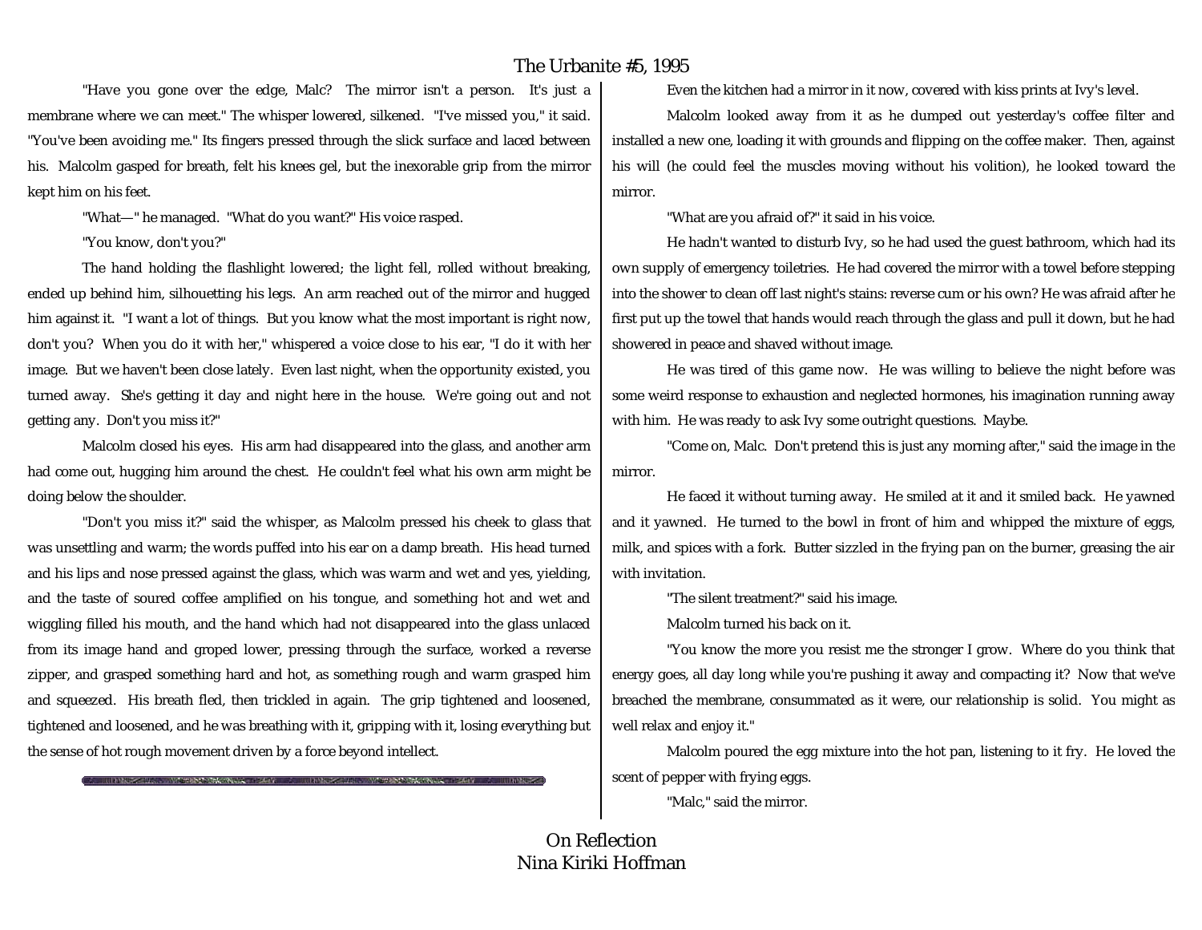"Have you gone over the edge, Malc? The mirror isn't a person. It's just a membrane where we can meet." The whisper lowered, silkened. "I've missed you," it said. "You've been avoiding me." Its fingers pressed through the slick surface and laced between his. Malcolm gasped for breath, felt his knees gel, but the inexorable grip from the mirror kept him on his feet.

"What—" he managed. "What do you want?" His voice rasped.

"You know, don't you?"

The hand holding the flashlight lowered; the light fell, rolled without breaking, ended up behind him, silhouetting his legs. An arm reached out of the mirror and hugged him against it. "I want a lot of things. But you know what the most important is right now, don't you? When you do it with her," whispered a voice close to his ear, "I do it with her image. But we haven't been close lately. Even last night, when the opportunity existed, you turned away. She's getting it day and night here in the house. We're going out and not getting any. Don't you miss it?"

Malcolm closed his eyes. His arm had disappeared into the glass, and another arm had come out, hugging him around the chest. He couldn't feel what his own arm might be doing below the shoulder.

"Don't you miss it?" said the whisper, as Malcolm pressed his cheek to glass that was unsettling and warm; the words puffed into his ear on a damp breath. His head turned and his lips and nose pressed against the glass, which was warm and wet and yes, yielding, and the taste of soured coffee amplified on his tongue, and something hot and wet and wiggling filled his mouth, and the hand which had not disappeared into the glass unlaced from its image hand and groped lower, pressing through the surface, worked a reverse zipper, and grasped something hard and hot, as something rough and warm grasped him and squeezed. His breath fled, then trickled in again. The grip tightened and loosened, tightened and loosened, and he was breathing with it, gripping with it, losing everything but the sense of hot rough movement driven by a force beyond intellect.

---

Even the kitchen had a mirror in it now, covered with kiss prints at Ivy's level.

Malcolm looked away from it as he dumped out yesterday's coffee filter and installed a new one, loading it with grounds and flipping on the coffee maker. Then, against his will (he could feel the muscles moving without his volition), he looked toward the mirror.

"What are you afraid of?" it said in his voice.

He hadn't wanted to disturb Ivy, so he had used the guest bathroom, which had its own supply of emergency toiletries. He had covered the mirror with a towel before stepping into the shower to clean off last night's stains: reverse cum or his own? He was afraid after he first put up the towel that hands would reach through the glass and pull it down, but he had showered in peace and shaved without image.

He was tired of this game now. He was willing to believe the night before was some weird response to exhaustion and neglected hormones, his imagination running away with him. He was ready to ask Ivy some outright questions. Maybe.

"Come on, Malc. Don't pretend this is just any morning after," said the image in the mirror.

He faced it without turning away. He smiled at it and it smiled back. He yawned and it yawned. He turned to the bowl in front of him and whipped the mixture of eggs, milk, and spices with a fork. Butter sizzled in the frying pan on the burner, greasing the air with invitation.

"The silent treatment?" said his image.

Malcolm turned his back on it.

"You know the more you resist me the stronger I grow. Where do you think that energy goes, all day long while you're pushing it away and compacting it? Now that we've breached the membrane, consummated as it were, our relationship is solid. You might as well relax and enjoy it."

Malcolm poured the egg mixture into the hot pan, listening to it fry. He loved the scent of pepper with frying eggs.

"Malc," said the mirror.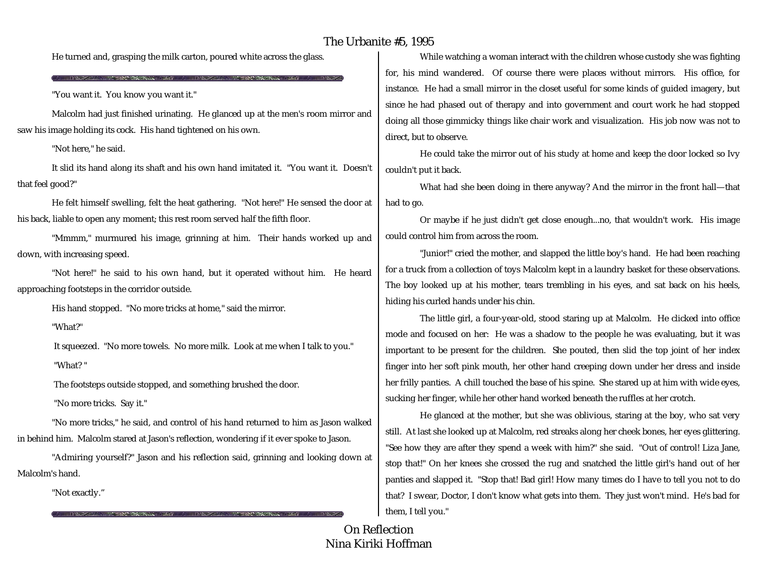He turned and, grasping the milk carton, poured white across the glass.

---

"You want it. You know you want it."

Malcolm had just finished urinating. He glanced up at the men's room mirror and saw his image holding its cock. His hand tightened on his own.

"Not here," he said.

It slid its hand along its shaft and his own hand imitated it. "You want it. Doesn't that feel good?"

He felt himself swelling, felt the heat gathering. "Not here!" He sensed the door at his back, liable to open any moment; this rest room served half the fifth floor.

"Mmmm," murmured his image, grinning at him. Their hands worked up and down, with increasing speed.

"Not here!" he said to his own hand, but it operated without him. He heard approaching footsteps in the corridor outside.

His hand stopped. "No more tricks at home," said the mirror.

"What?"

It squeezed. "No more towels. No more milk. Look at me when I talk to you."

"What? "

The footsteps outside stopped, and something brushed the door.

"No more tricks. Say it."

"No more tricks," he said, and control of his hand returned to him as Jason walked in behind him. Malcolm stared at Jason's reflection, wondering if it ever spoke to Jason.

"Admiring yourself?" Jason and his reflection said, grinning and looking down at Malcolm's hand.

"Not exactly."

---

While watching a woman interact with the children whose custody she was fighting for, his mind wandered. Of course there were places without mirrors. His office, for instance. He had a small mirror in the closet useful for some kinds of guided imagery, but since he had phased out of therapy and into government and court work he had stopped doing all those gimmicky things like chair work and visualization. His job now was not to direct, but to observe.

He could take the mirror out of his study at home and keep the door locked so Ivy couldn't put it back.

What had she been doing in there anyway? And the mirror in the front hall—that had to go.

Or maybe if he just didn't get close enough...no, that wouldn't work. His image could control him from across the room.

"Junior!" cried the mother, and slapped the little boy's hand. He had been reaching for a truck from a collection of toys Malcolm kept in a laundry basket for these observations. The boy looked up at his mother, tears trembling in his eyes, and sat back on his heels, hiding his curled hands under his chin.

The little girl, a four-year-old, stood staring up at Malcolm. He clicked into office mode and focused on her: He was a shadow to the people he was evaluating, but it was important to be present for the children. She pouted, then slid the top joint of her index finger into her soft pink mouth, her other hand creeping down under her dress and inside her frilly panties. A chill touched the base of his spine. She stared up at him with wide eyes, sucking her finger, while her other hand worked beneath the ruffles at her crotch.

He glanced at the mother, but she was oblivious, staring at the boy, who sat very still. At last she looked up at Malcolm, red streaks along her cheek bones, her eyes glittering. "See how they are after they spend a week with him?" she said. "Out of control! Liza Jane, stop that!" On her knees she crossed the rug and snatched the little girl's hand out of her panties and slapped it. "Stop that! Bad girl! How many times do I have to tell you not to do that? I swear, Doctor, I don't know what gets into them. They just won't mind. He's bad for them, I tell you."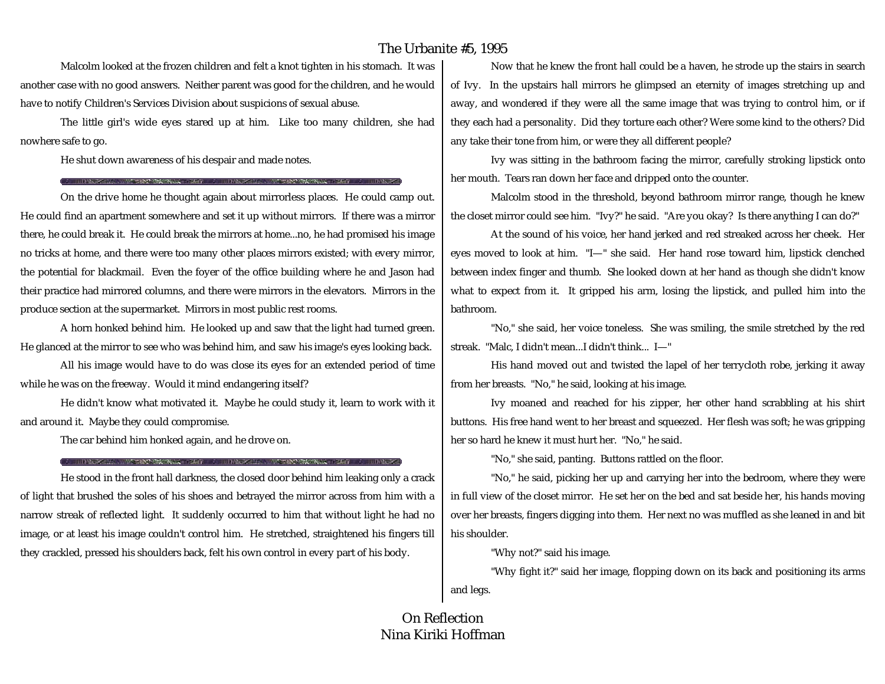Malcolm looked at the frozen children and felt a knot tighten in his stomach. It was another case with no good answers. Neither parent was good for the children, and he would have to notify Children's Services Division about suspicions of sexual abuse.

The little girl's wide eyes stared up at him. Like too many children, she had nowhere safe to go.

He shut down awareness of his despair and made notes.

---

On the drive home he thought again about mirrorless places. He could camp out. He could find an apartment somewhere and set it up without mirrors. If there was a mirror there, he could break it. He could break the mirrors at home...no, he had promised his image no tricks at home, and there were too many other places mirrors existed; with every mirror, the potential for blackmail. Even the foyer of the office building where he and Jason had their practice had mirrored columns, and there were mirrors in the elevators. Mirrors in the produce section at the supermarket. Mirrors in most public rest rooms.

A horn honked behind him. He looked up and saw that the light had turned green. He glanced at the mirror to see who was behind him, and saw his image's eyes looking back.

All his image would have to do was close its eyes for an extended period of time while he was on the freeway. Would it mind endangering itself?

He didn't know what motivated it. Maybe he could study it, learn to work with it and around it. Maybe they could compromise.

The car behind him honked again, and he drove on.

---

He stood in the front hall darkness, the closed door behind him leaking only a crack of light that brushed the soles of his shoes and betrayed the mirror across from him with a narrow streak of reflected light. It suddenly occurred to him that without light he had no image, or at least his image couldn't control him. He stretched, straightened his fingers till they crackled, pressed his shoulders back, felt his own control in every part of his body.

Now that he knew the front hall could be a haven, he strode up the stairs in search of Ivy. In the upstairs hall mirrors he glimpsed an eternity of images stretching up and away, and wondered if they were all the same image that was trying to control him, or if they each had a personality. Did they torture each other? Were some kind to the others? Did any take their tone from him, or were they all different people?

Ivy was sitting in the bathroom facing the mirror, carefully stroking lipstick onto her mouth. Tears ran down her face and dripped onto the counter.

Malcolm stood in the threshold, beyond bathroom mirror range, though he knew the closet mirror could see him. "Ivy?" he said. "Are you okay? Is there anything I can do?"

At the sound of his voice, her hand jerked and red streaked across her cheek. Her eyes moved to look at him. "I—" she said. Her hand rose toward him, lipstick clenched between index finger and thumb. She looked down at her hand as though she didn't know what to expect from it. It gripped his arm, losing the lipstick, and pulled him into the bathroom.

"No," she said, her voice toneless. She was smiling, the smile stretched by the red streak. "Malc, I didn't mean...I didn't think... I—"

His hand moved out and twisted the lapel of her terrycloth robe, jerking it away from her breasts. "No," he said, looking at his image.

Ivy moaned and reached for his zipper, her other hand scrabbling at his shirt buttons. His free hand went to her breast and squeezed. Her flesh was soft; he was gripping her so hard he knew it must hurt her. "No," he said.

"No," she said, panting. Buttons rattled on the floor.

"No," he said, picking her up and carrying her into the bedroom, where they were in full view of the closet mirror. He set her on the bed and sat beside her, his hands moving over her breasts, fingers digging into them. Her next no was muffled as she leaned in and bit his shoulder.

"Why not?" said his image.

"Why fight it?" said her image, flopping down on its back and positioning its arms and legs.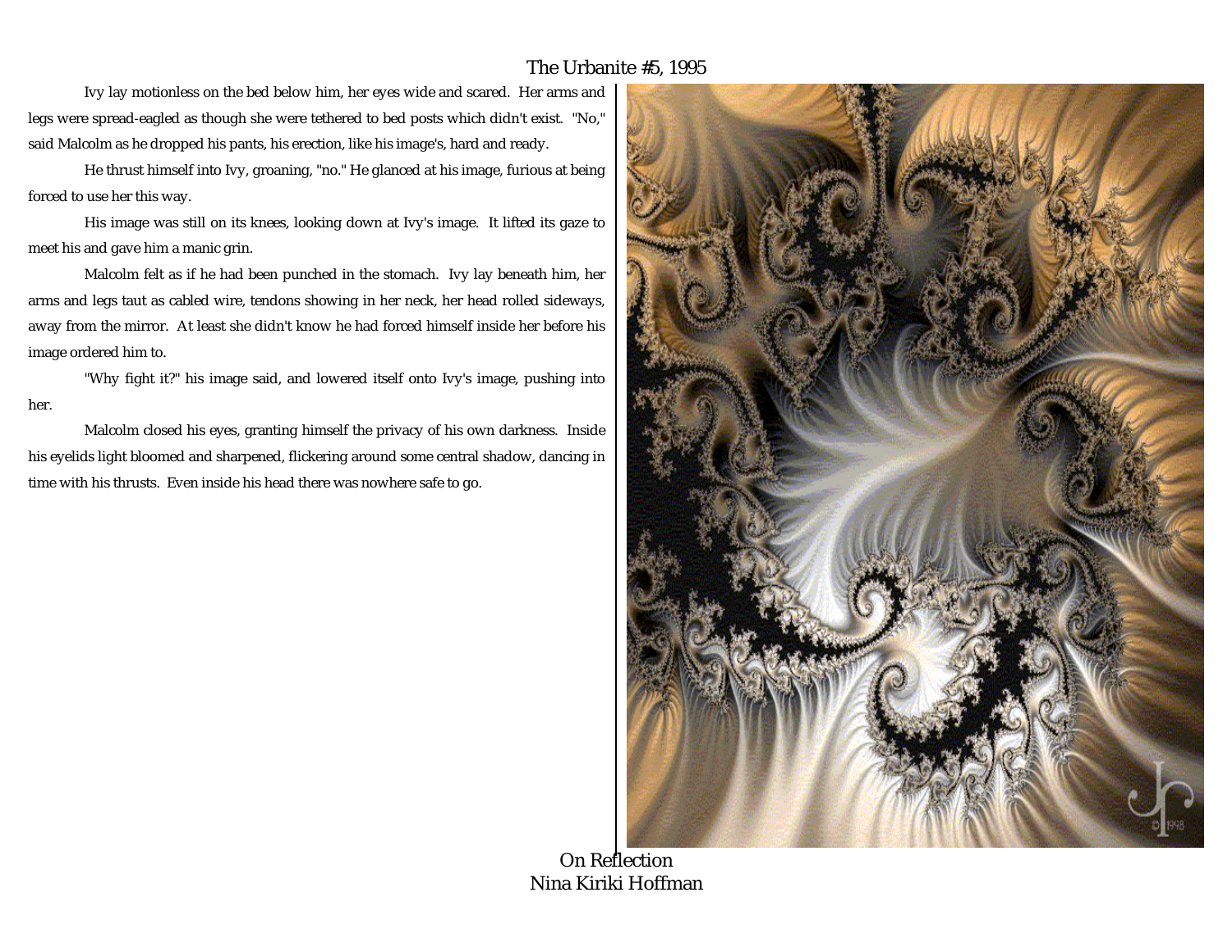Ivy lay motionless on the bed below him, her eyes wide and scared. Her arms and legs were spread-eagled as though she were tethered to bed posts which didn't exist. "No," said Malcolm as he dropped his pants, his erection, like his image's, hard and ready.

He thrust himself into Ivy, groaning, "no." He glanced at his image, furious at being forced to use her this way.

His image was still on its knees, looking down at Ivy's image. It lifted its gaze to meet his and gave him a manic grin.

Malcolm felt as if he had been punched in the stomach. Ivy lay beneath him, her arms and legs taut as cabled wire, tendons showing in her neck, her head rolled sideways, away from the mirror. At least she didn't know he had forced himself inside her before his image ordered him to.

"Why fight it?" his image said, and lowered itself onto Ivy's image, pushing into her.

Malcolm closed his eyes, granting himself the privacy of his own darkness. Inside his eyelids light bloomed and sharpened, flickering around some central shadow, dancing in time with his thrusts. Even inside his head there was nowhere safe to go.